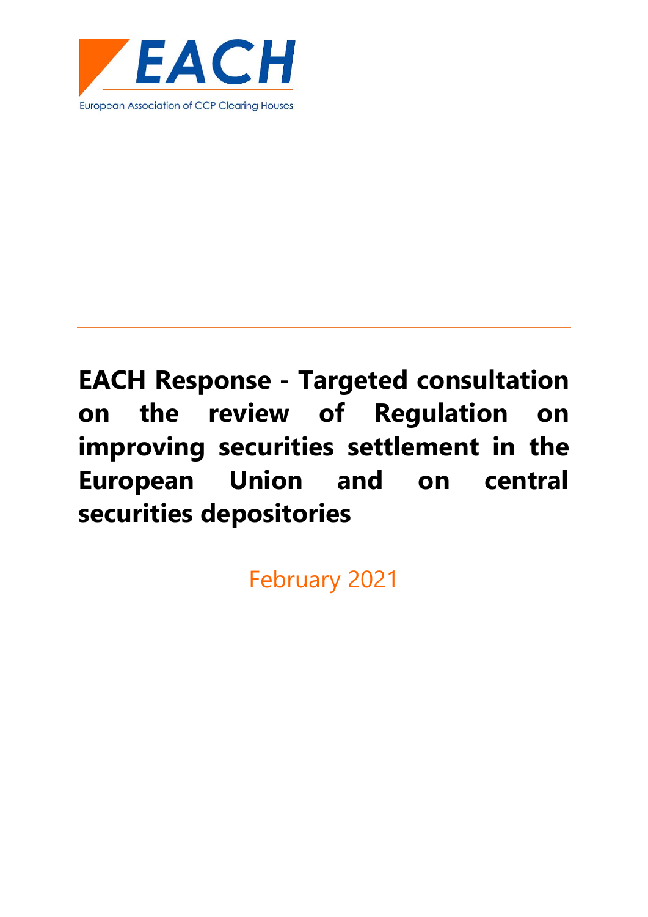EACH

European Association of CCP Clearing Houses

# EACH Response - Targeted consultation on the review of Regulation on improving securities settlement in the European Union and on central securities depositories

February 2021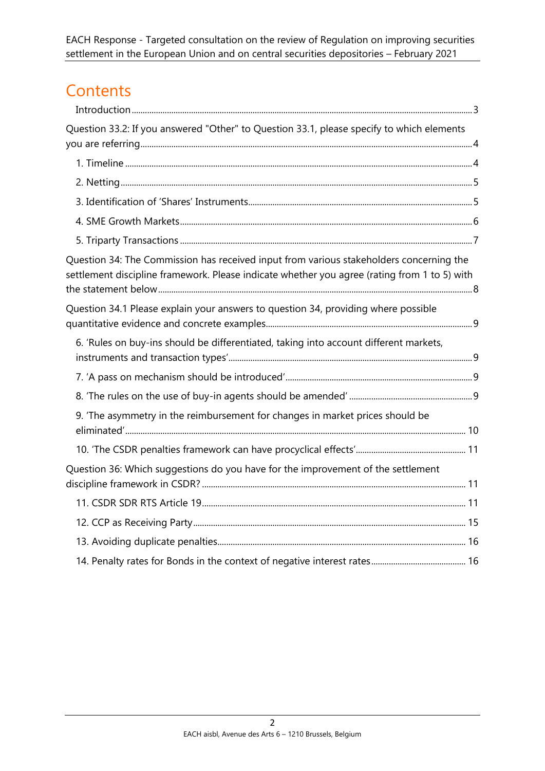# Contents

Introduction ... 3

Question 33.2: If you answered "Other" to Question 33.1, please specify to which elements you are referring ... 4

1. Timeline ... 4
2. Netting ... 5
3. Identification of 'Shares' Instruments ... 5
4. SME Growth Markets ... 6
5. Triparty Transactions ... 7

Question 34: The Commission has received input from various stakeholders concerning the settlement discipline framework. Please indicate whether you agree (rating from 1 to 5) with the statement below ... 8

Question 34.1 Please explain your answers to question 34, providing where possible quantitative evidence and concrete examples ... 9

6. 'Rules on buy-ins should be differentiated, taking into account different markets, instruments and transaction types' ... 9
7. 'A pass on mechanism should be introduced' ... 9
8. 'The rules on the use of buy-in agents should be amended' ... 9
9. 'The asymmetry in the reimbursement for changes in market prices should be eliminated' ... 10
10. 'The CSDR penalties framework can have procyclical effects' ... 11

Question 36: Which suggestions do you have for the improvement of the settlement discipline framework in CSDR? ... 11

11. CSDR SDR RTS Article 19 ... 11
12. CCP as Receiving Party ... 15
13. Avoiding duplicate penalties ... 16
14. Penalty rates for Bonds in the context of negative interest rates ... 16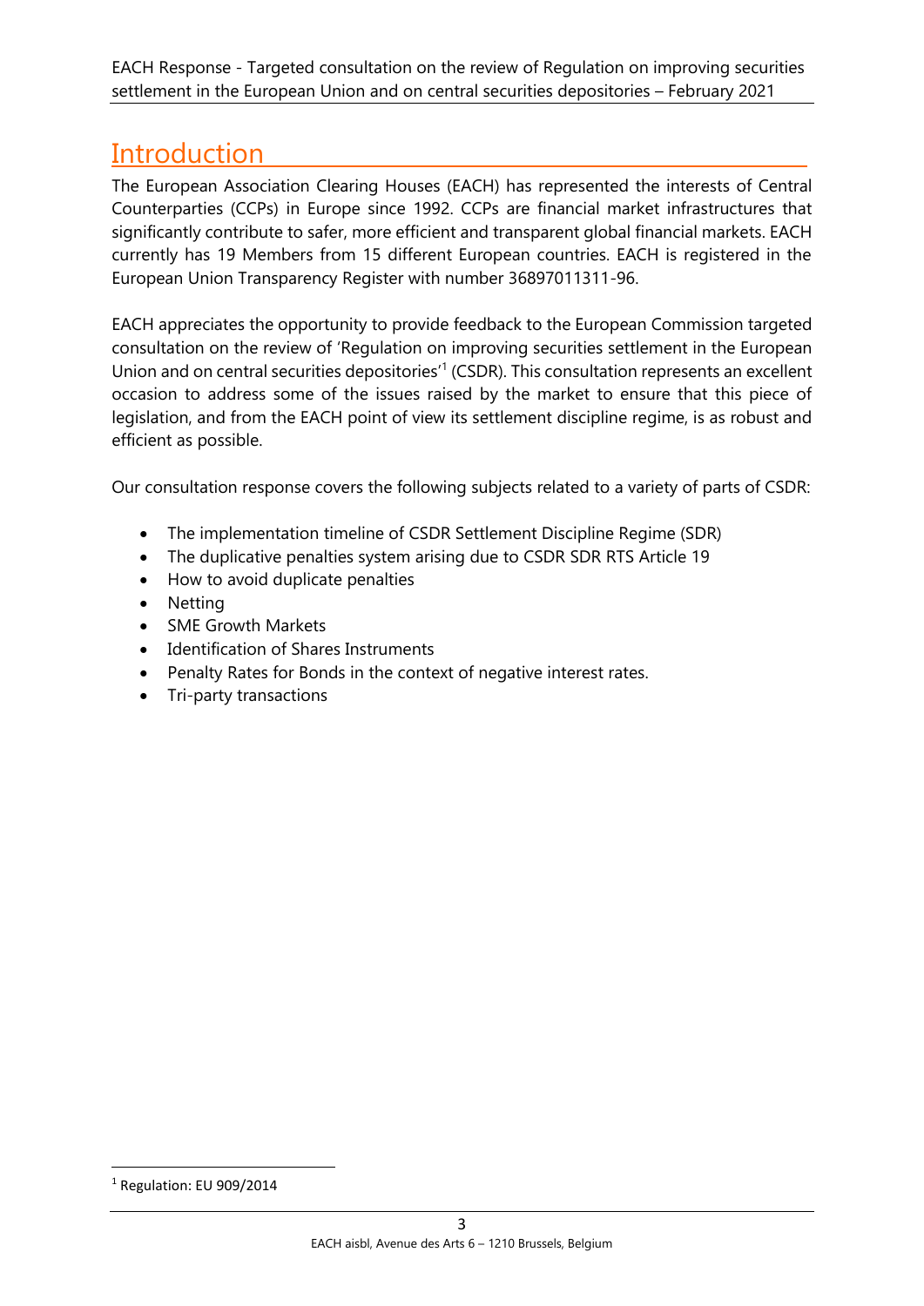# Introduction

The European Association Clearing Houses (EACH) has represented the interests of Central Counterparties (CCPs) in Europe since 1992. CCPs are financial market infrastructures that significantly contribute to safer, more efficient and transparent global financial markets. EACH currently has 19 Members from 15 different European countries. EACH is registered in the European Union Transparency Register with number 36897011311-96.

EACH appreciates the opportunity to provide feedback to the European Commission targeted consultation on the review of 'Regulation on improving securities settlement in the European Union and on central securities depositories'[1] (CSDR). This consultation represents an excellent occasion to address some of the issues raised by the market to ensure that this piece of legislation, and from the EACH point of view its settlement discipline regime, is as robust and efficient as possible.

Our consultation response covers the following subjects related to a variety of parts of CSDR:

- The implementation timeline of CSDR Settlement Discipline Regime (SDR)
- The duplicative penalties system arising due to CSDR SDR RTS Article 19
- How to avoid duplicate penalties
- Netting
- SME Growth Markets
- Identification of Shares Instruments
- Penalty Rates for Bonds in the context of negative interest rates.
- Tri-party transactions

[1] Regulation: EU 909/2014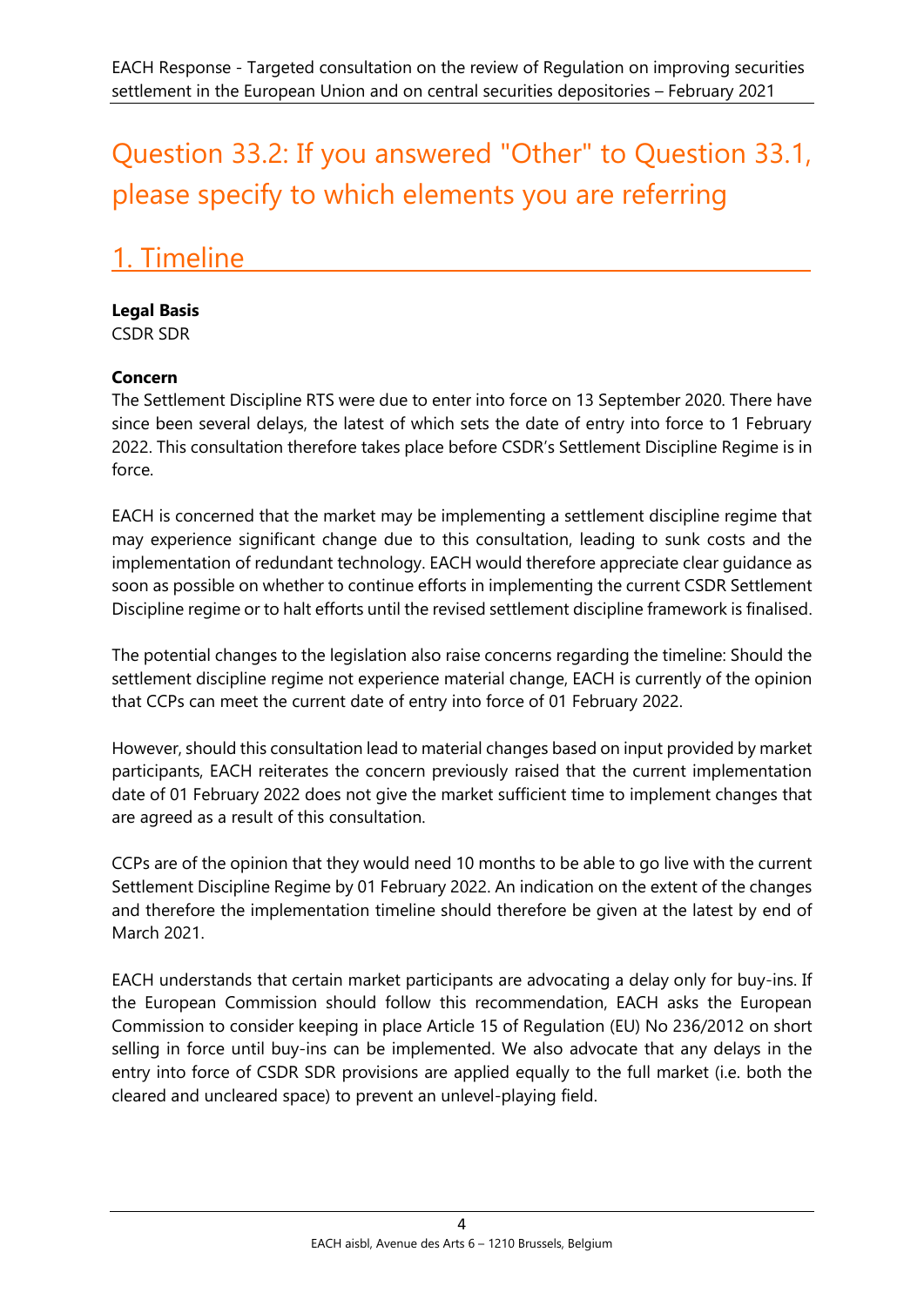# Question 33.2: If you answered "Other" to Question 33.1, please specify to which elements you are referring

## 1. Timeline

**Legal Basis**
CSDR SDR

**Concern**
The Settlement Discipline RTS were due to enter into force on 13 September 2020. There have since been several delays, the latest of which sets the date of entry into force to 1 February 2022. This consultation therefore takes place before CSDR's Settlement Discipline Regime is in force.

EACH is concerned that the market may be implementing a settlement discipline regime that may experience significant change due to this consultation, leading to sunk costs and the implementation of redundant technology. EACH would therefore appreciate clear guidance as soon as possible on whether to continue efforts in implementing the current CSDR Settlement Discipline regime or to halt efforts until the revised settlement discipline framework is finalised.

The potential changes to the legislation also raise concerns regarding the timeline: Should the settlement discipline regime not experience material change, EACH is currently of the opinion that CCPs can meet the current date of entry into force of 01 February 2022.

However, should this consultation lead to material changes based on input provided by market participants, EACH reiterates the concern previously raised that the current implementation date of 01 February 2022 does not give the market sufficient time to implement changes that are agreed as a result of this consultation.

CCPs are of the opinion that they would need 10 months to be able to go live with the current Settlement Discipline Regime by 01 February 2022. An indication on the extent of the changes and therefore the implementation timeline should therefore be given at the latest by end of March 2021.

EACH understands that certain market participants are advocating a delay only for buy-ins. If the European Commission should follow this recommendation, EACH asks the European Commission to consider keeping in place Article 15 of Regulation (EU) No 236/2012 on short selling in force until buy-ins can be implemented. We also advocate that any delays in the entry into force of CSDR SDR provisions are applied equally to the full market (i.e. both the cleared and uncleared space) to prevent an unlevel-playing field.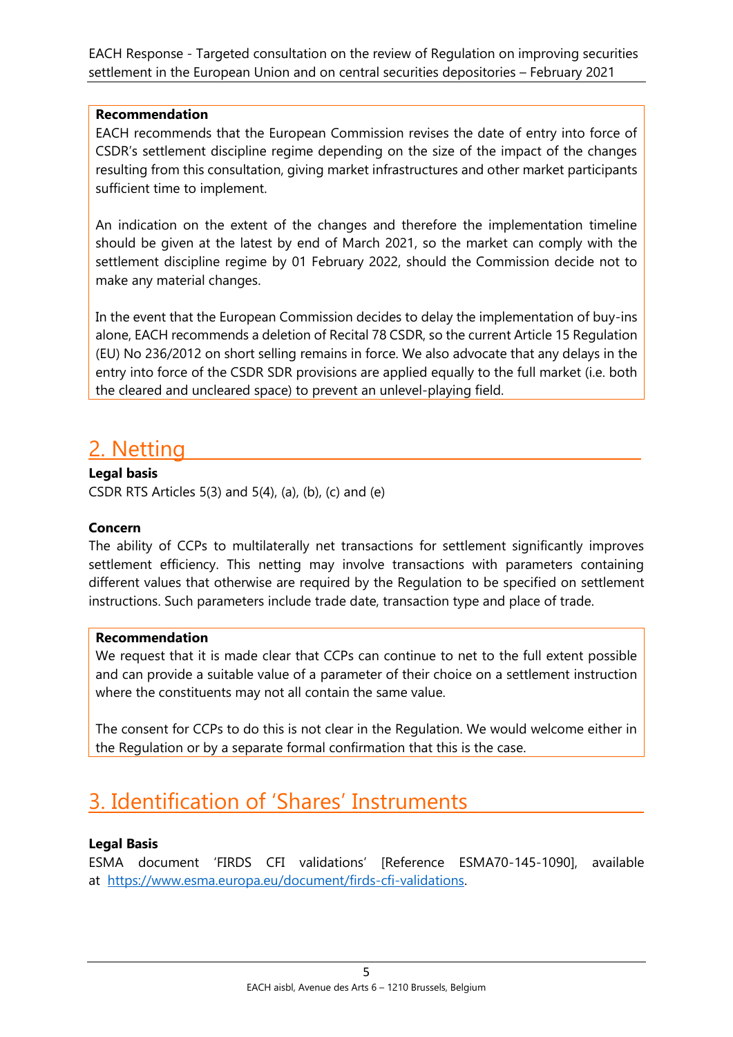**Recommendation**

EACH recommends that the European Commission revises the date of entry into force of CSDR's settlement discipline regime depending on the size of the impact of the changes resulting from this consultation, giving market infrastructures and other market participants sufficient time to implement.

An indication on the extent of the changes and therefore the implementation timeline should be given at the latest by end of March 2021, so the market can comply with the settlement discipline regime by 01 February 2022, should the Commission decide not to make any material changes.

In the event that the European Commission decides to delay the implementation of buy-ins alone, EACH recommends a deletion of Recital 78 CSDR, so the current Article 15 Regulation (EU) No 236/2012 on short selling remains in force. We also advocate that any delays in the entry into force of the CSDR SDR provisions are applied equally to the full market (i.e. both the cleared and uncleared space) to prevent an unlevel-playing field.

## 2. Netting

**Legal basis**

CSDR RTS Articles 5(3) and 5(4), (a), (b), (c) and (e)

**Concern**

The ability of CCPs to multilaterally net transactions for settlement significantly improves settlement efficiency. This netting may involve transactions with parameters containing different values that otherwise are required by the Regulation to be specified on settlement instructions. Such parameters include trade date, transaction type and place of trade.

**Recommendation**

We request that it is made clear that CCPs can continue to net to the full extent possible and can provide a suitable value of a parameter of their choice on a settlement instruction where the constituents may not all contain the same value.

The consent for CCPs to do this is not clear in the Regulation. We would welcome either in the Regulation or by a separate formal confirmation that this is the case.

## 3. Identification of 'Shares' Instruments

**Legal Basis**

ESMA document 'FIRDS CFI validations' [Reference ESMA70-145-1090], available at https://www.esma.europa.eu/document/firds-cfi-validations.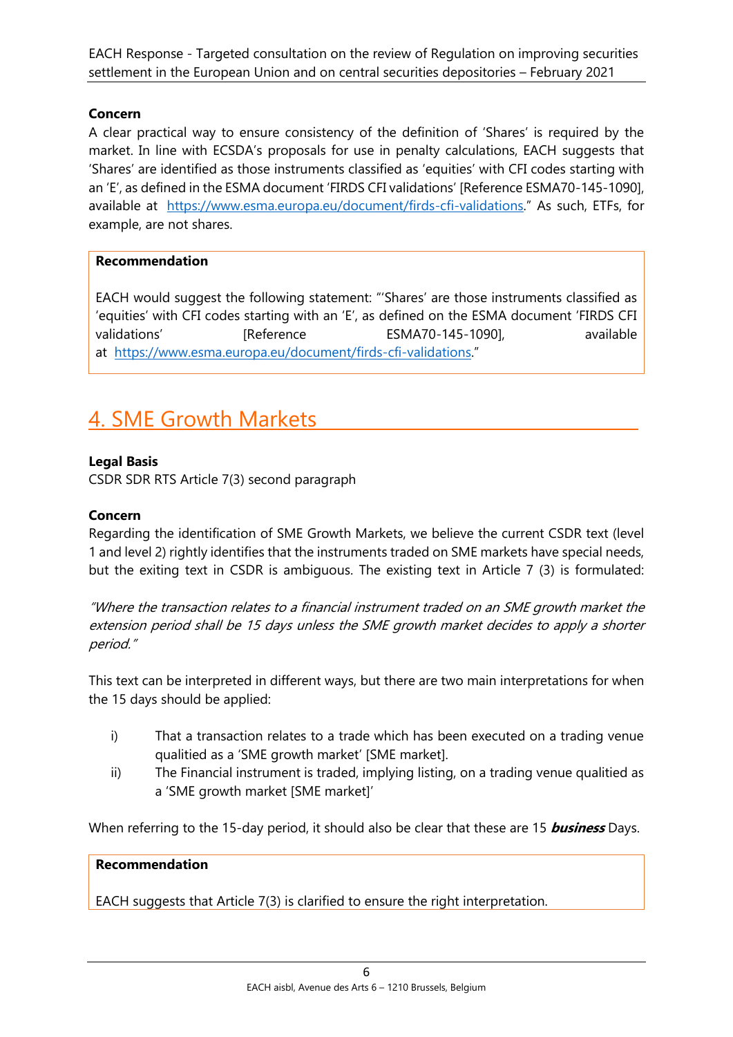**Concern**

A clear practical way to ensure consistency of the definition of 'Shares' is required by the market. In line with ECSDA's proposals for use in penalty calculations, EACH suggests that 'Shares' are identified as those instruments classified as 'equities' with CFI codes starting with an 'E', as defined in the ESMA document 'FIRDS CFI validations' [Reference ESMA70-145-1090], available at https://www.esma.europa.eu/document/firds-cfi-validations." As such, ETFs, for example, are not shares.

> **Recommendation**
>
> EACH would suggest the following statement: "'Shares' are those instruments classified as 'equities' with CFI codes starting with an 'E', as defined on the ESMA document 'FIRDS CFI validations' [Reference ESMA70-145-1090], available at https://www.esma.europa.eu/document/firds-cfi-validations."

## 4. SME Growth Markets

**Legal Basis**

CSDR SDR RTS Article 7(3) second paragraph

**Concern**

Regarding the identification of SME Growth Markets, we believe the current CSDR text (level 1 and level 2) rightly identifies that the instruments traded on SME markets have special needs, but the exiting text in CSDR is ambiguous. The existing text in Article 7 (3) is formulated:

*"Where the transaction relates to a financial instrument traded on an SME growth market the extension period shall be 15 days unless the SME growth market decides to apply a shorter period."*

This text can be interpreted in different ways, but there are two main interpretations for when the 15 days should be applied:

i) That a transaction relates to a trade which has been executed on a trading venue qualitied as a 'SME growth market' [SME market].

ii) The Financial instrument is traded, implying listing, on a trading venue qualitied as a 'SME growth market [SME market]'

When referring to the 15-day period, it should also be clear that these are 15 ***business*** Days.

> **Recommendation**
>
> EACH suggests that Article 7(3) is clarified to ensure the right interpretation.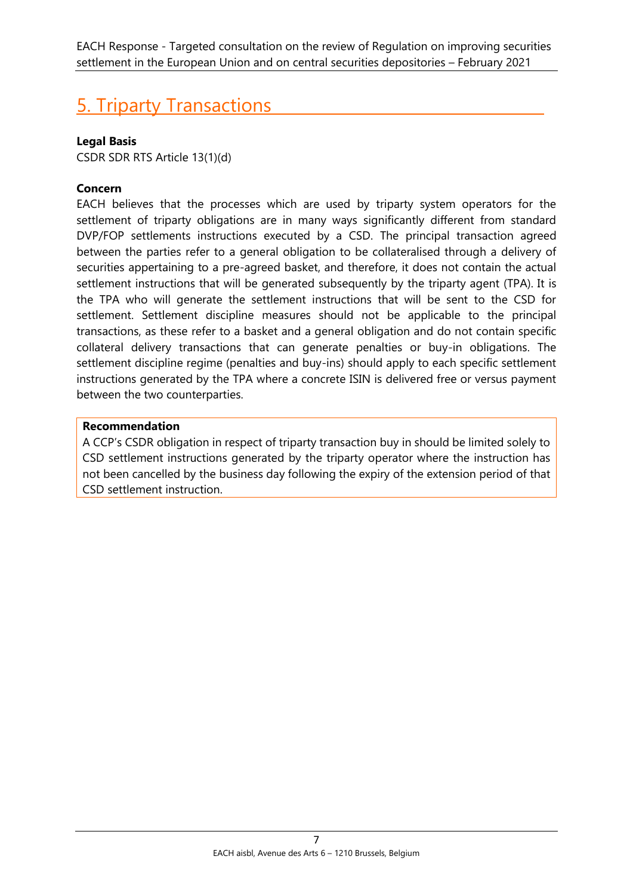# 5. Triparty Transactions

**Legal Basis**

CSDR SDR RTS Article 13(1)(d)

**Concern**

EACH believes that the processes which are used by triparty system operators for the settlement of triparty obligations are in many ways significantly different from standard DVP/FOP settlements instructions executed by a CSD. The principal transaction agreed between the parties refer to a general obligation to be collateralised through a delivery of securities appertaining to a pre-agreed basket, and therefore, it does not contain the actual settlement instructions that will be generated subsequently by the triparty agent (TPA). It is the TPA who will generate the settlement instructions that will be sent to the CSD for settlement. Settlement discipline measures should not be applicable to the principal transactions, as these refer to a basket and a general obligation and do not contain specific collateral delivery transactions that can generate penalties or buy-in obligations. The settlement discipline regime (penalties and buy-ins) should apply to each specific settlement instructions generated by the TPA where a concrete ISIN is delivered free or versus payment between the two counterparties.

**Recommendation**

A CCP's CSDR obligation in respect of triparty transaction buy in should be limited solely to CSD settlement instructions generated by the triparty operator where the instruction has not been cancelled by the business day following the expiry of the extension period of that CSD settlement instruction.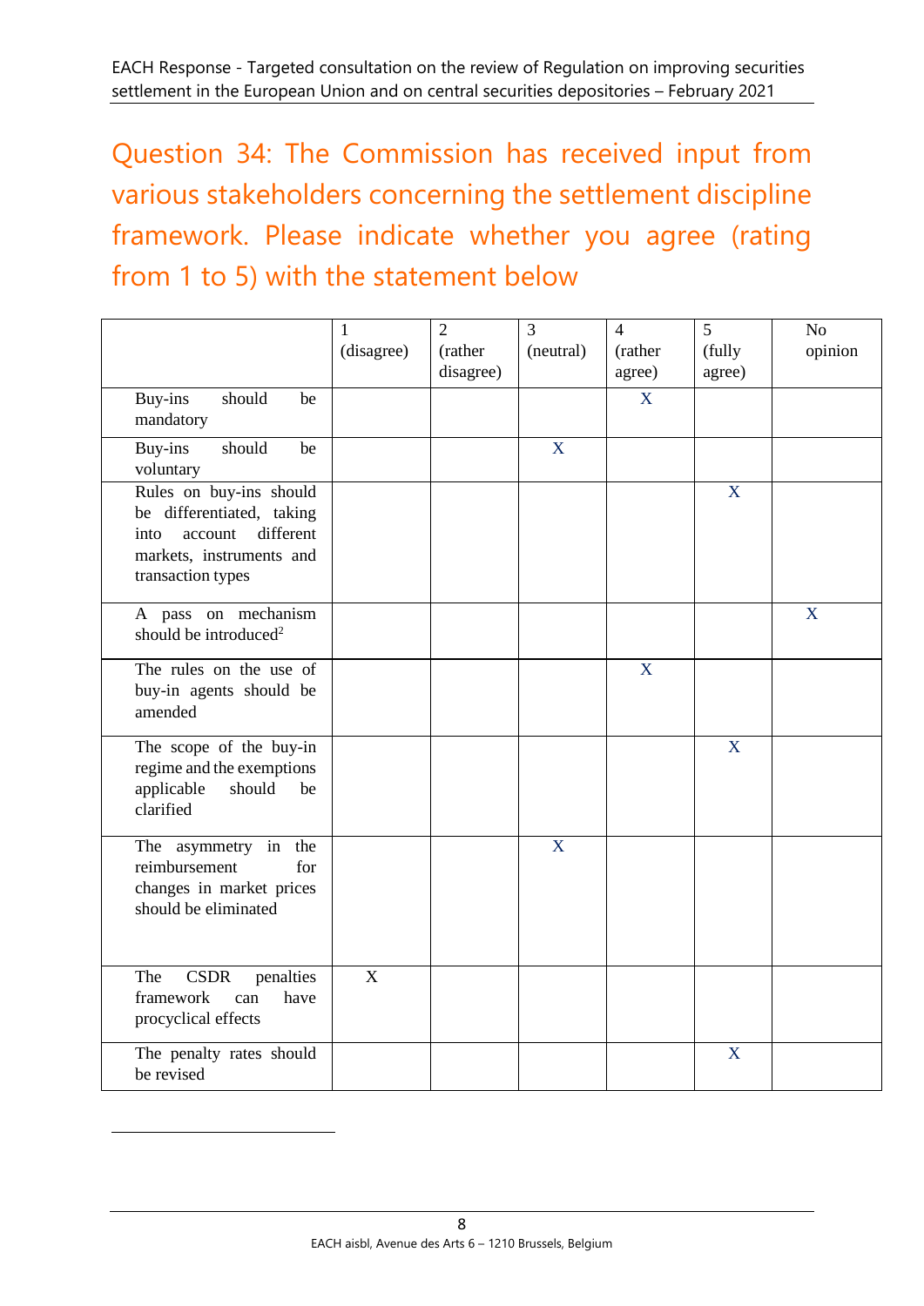## Question 34: The Commission has received input from various stakeholders concerning the settlement discipline framework. Please indicate whether you agree (rating from 1 to 5) with the statement below

| | 1 (disagree) | 2 (rather disagree) | 3 (neutral) | 4 (rather agree) | 5 (fully agree) | No opinion |
|---|---|---|---|---|---|---|
| Buy-ins should be mandatory | | | | X | | |
| Buy-ins should be voluntary | | | X | | | |
| Rules on buy-ins should be differentiated, taking into account different markets, instruments and transaction types | | | | | X | |
| A pass on mechanism should be introduced[2] | | | | | | X |
| The rules on the use of buy-in agents should be amended | | | | X | | |
| The scope of the buy-in regime and the exemptions applicable should be clarified | | | | | X | |
| The asymmetry in the reimbursement for changes in market prices should be eliminated | | | X | | | |
| The CSDR penalties framework can have procyclical effects | X | | | | | |
| The penalty rates should be revised | | | | | X | |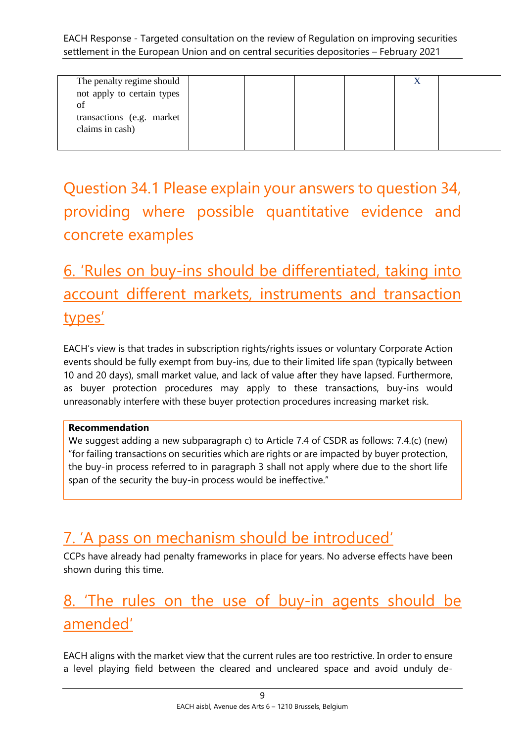| | | | | | | |
|---|---|---|---|---|---|---|
| The penalty regime should not apply to certain types of transactions (e.g. market claims in cash) | | | | | X | |

## Question 34.1 Please explain your answers to question 34, providing where possible quantitative evidence and concrete examples

## 6. 'Rules on buy-ins should be differentiated, taking into account different markets, instruments and transaction types'

EACH's view is that trades in subscription rights/rights issues or voluntary Corporate Action events should be fully exempt from buy-ins, due to their limited life span (typically between 10 and 20 days), small market value, and lack of value after they have lapsed. Furthermore, as buyer protection procedures may apply to these transactions, buy-ins would unreasonably interfere with these buyer protection procedures increasing market risk.

**Recommendation**

We suggest adding a new subparagraph c) to Article 7.4 of CSDR as follows: 7.4.(c) (new) "for failing transactions on securities which are rights or are impacted by buyer protection, the buy-in process referred to in paragraph 3 shall not apply where due to the short life span of the security the buy-in process would be ineffective."

## 7. 'A pass on mechanism should be introduced'

CCPs have already had penalty frameworks in place for years. No adverse effects have been shown during this time.

## 8. 'The rules on the use of buy-in agents should be amended'

EACH aligns with the market view that the current rules are too restrictive. In order to ensure a level playing field between the cleared and uncleared space and avoid unduly de-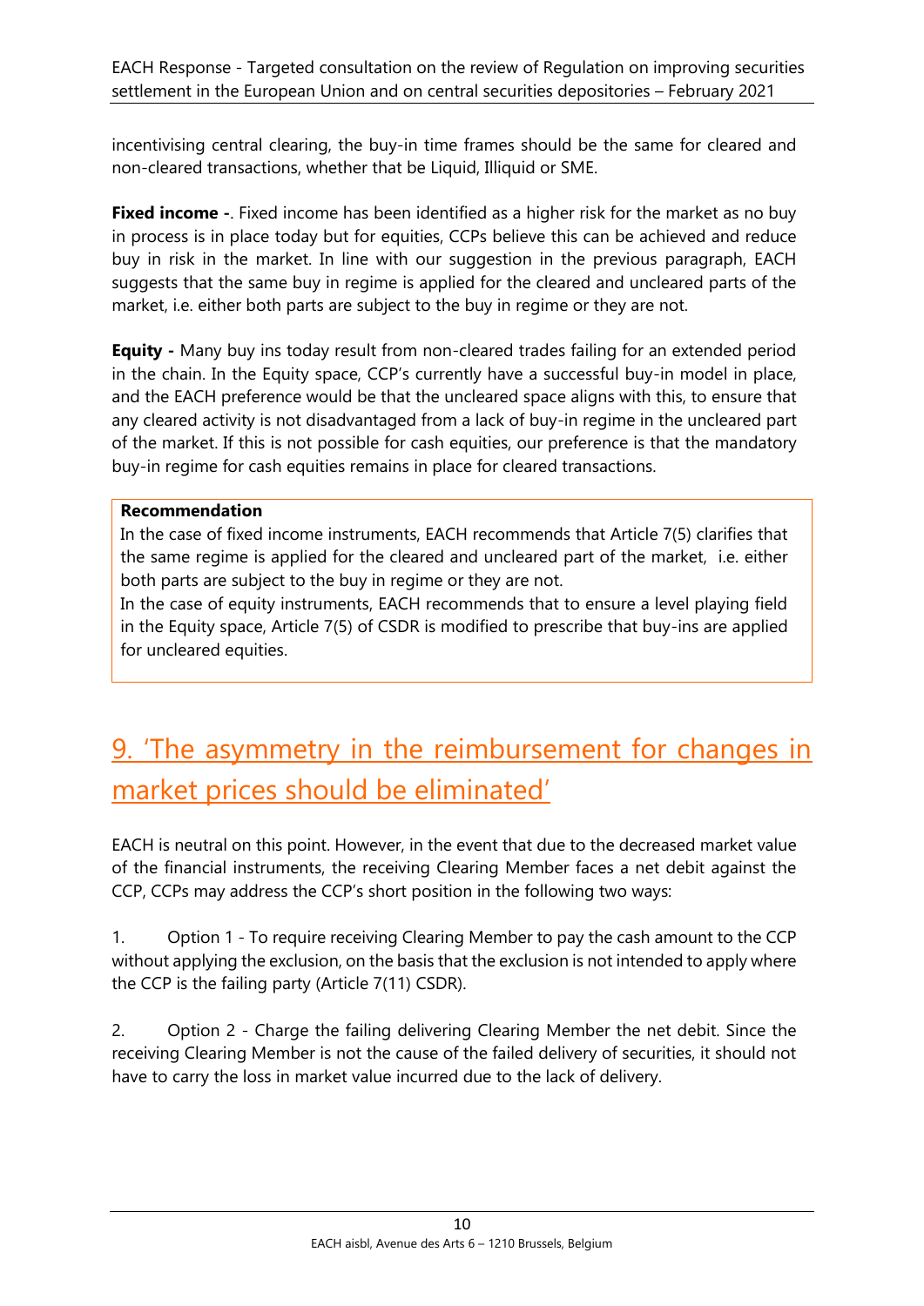incentivising central clearing, the buy-in time frames should be the same for cleared and non-cleared transactions, whether that be Liquid, Illiquid or SME.

**Fixed income -**. Fixed income has been identified as a higher risk for the market as no buy in process is in place today but for equities, CCPs believe this can be achieved and reduce buy in risk in the market. In line with our suggestion in the previous paragraph, EACH suggests that the same buy in regime is applied for the cleared and uncleared parts of the market, i.e. either both parts are subject to the buy in regime or they are not.

**Equity -** Many buy ins today result from non-cleared trades failing for an extended period in the chain. In the Equity space, CCP's currently have a successful buy-in model in place, and the EACH preference would be that the uncleared space aligns with this, to ensure that any cleared activity is not disadvantaged from a lack of buy-in regime in the uncleared part of the market. If this is not possible for cash equities, our preference is that the mandatory buy-in regime for cash equities remains in place for cleared transactions.

**Recommendation**

In the case of fixed income instruments, EACH recommends that Article 7(5) clarifies that the same regime is applied for the cleared and uncleared part of the market, i.e. either both parts are subject to the buy in regime or they are not.

In the case of equity instruments, EACH recommends that to ensure a level playing field in the Equity space, Article 7(5) of CSDR is modified to prescribe that buy-ins are applied for uncleared equities.

## 9. 'The asymmetry in the reimbursement for changes in market prices should be eliminated'

EACH is neutral on this point. However, in the event that due to the decreased market value of the financial instruments, the receiving Clearing Member faces a net debit against the CCP, CCPs may address the CCP's short position in the following two ways:

1. Option 1 - To require receiving Clearing Member to pay the cash amount to the CCP without applying the exclusion, on the basis that the exclusion is not intended to apply where the CCP is the failing party (Article 7(11) CSDR).

2. Option 2 - Charge the failing delivering Clearing Member the net debit. Since the receiving Clearing Member is not the cause of the failed delivery of securities, it should not have to carry the loss in market value incurred due to the lack of delivery.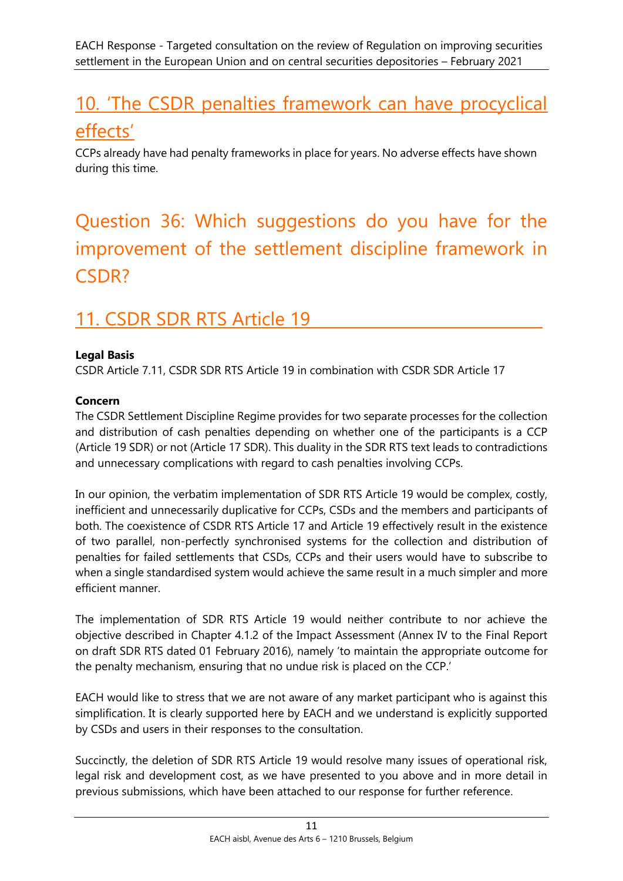## 10. 'The CSDR penalties framework can have procyclical effects'

CCPs already have had penalty frameworks in place for years. No adverse effects have shown during this time.

# Question 36: Which suggestions do you have for the improvement of the settlement discipline framework in CSDR?

## 11. CSDR SDR RTS Article 19

**Legal Basis**

CSDR Article 7.11, CSDR SDR RTS Article 19 in combination with CSDR SDR Article 17

**Concern**

The CSDR Settlement Discipline Regime provides for two separate processes for the collection and distribution of cash penalties depending on whether one of the participants is a CCP (Article 19 SDR) or not (Article 17 SDR). This duality in the SDR RTS text leads to contradictions and unnecessary complications with regard to cash penalties involving CCPs.

In our opinion, the verbatim implementation of SDR RTS Article 19 would be complex, costly, inefficient and unnecessarily duplicative for CCPs, CSDs and the members and participants of both. The coexistence of CSDR RTS Article 17 and Article 19 effectively result in the existence of two parallel, non-perfectly synchronised systems for the collection and distribution of penalties for failed settlements that CSDs, CCPs and their users would have to subscribe to when a single standardised system would achieve the same result in a much simpler and more efficient manner.

The implementation of SDR RTS Article 19 would neither contribute to nor achieve the objective described in Chapter 4.1.2 of the Impact Assessment (Annex IV to the Final Report on draft SDR RTS dated 01 February 2016), namely 'to maintain the appropriate outcome for the penalty mechanism, ensuring that no undue risk is placed on the CCP.'

EACH would like to stress that we are not aware of any market participant who is against this simplification. It is clearly supported here by EACH and we understand is explicitly supported by CSDs and users in their responses to the consultation.

Succinctly, the deletion of SDR RTS Article 19 would resolve many issues of operational risk, legal risk and development cost, as we have presented to you above and in more detail in previous submissions, which have been attached to our response for further reference.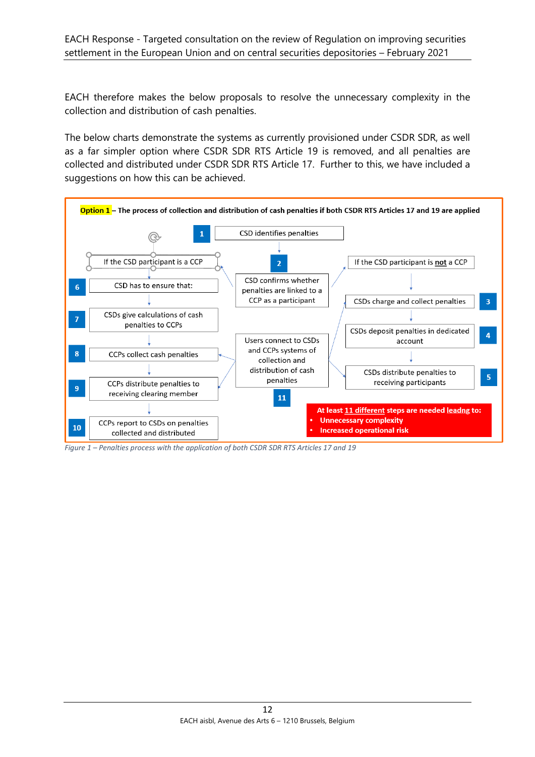EACH therefore makes the below proposals to resolve the unnecessary complexity in the collection and distribution of cash penalties.

The below charts demonstrate the systems as currently provisioned under CSDR SDR, as well as a far simpler option where CSDR SDR RTS Article 19 is removed, and all penalties are collected and distributed under CSDR SDR RTS Article 17. Further to this, we have included a suggestions on how this can be achieved.

**Option 1 – The process of collection and distribution of cash penalties if both CSDR RTS Articles 17 and 19 are applied**

1. CSD identifies penalties
2. CSD confirms whether penalties are linked to a CCP as a participant

If the CSD participant is **not** a CCP:

3. CSDs charge and collect penalties
4. CSDs deposit penalties in dedicated account
5. CSDs distribute penalties to receiving participants

If the CSD participant is a CCP:

6. CSD has to ensure that:
7. CSDs give calculations of cash penalties to CCPs
8. CCPs collect cash penalties
9. CCPs distribute penalties to receiving clearing member
10. CCPs report to CSDs on penalties collected and distributed

11. Users connect to CSDs and CCPs systems of collection and distribution of cash penalties

**At least 11 different steps are needed leadng to:**
- **Unnecessary complexity**
- **Increased operational risk**

*Figure 1 – Penalties process with the application of both CSDR SDR RTS Articles 17 and 19*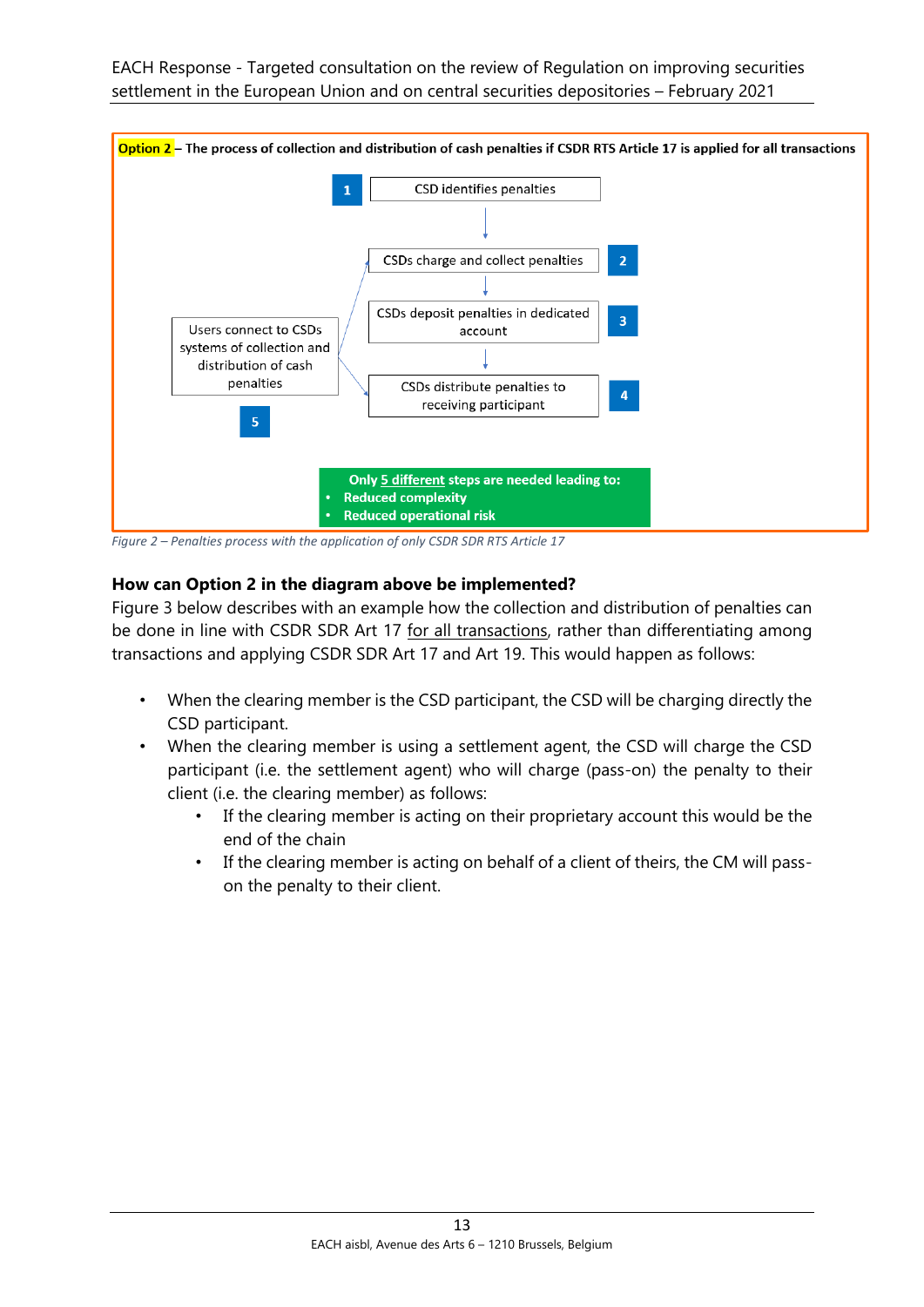**Option 2 – The process of collection and distribution of cash penalties if CSDR RTS Article 17 is applied for all transactions**

1. CSD identifies penalties
2. CSDs charge and collect penalties
3. CSDs deposit penalties in dedicated account
4. CSDs distribute penalties to receiving participant
5. Users connect to CSDs systems of collection and distribution of cash penalties

**Only 5 different steps are needed leading to:**

- **Reduced complexity**
- **Reduced operational risk**

*Figure 2 – Penalties process with the application of only CSDR SDR RTS Article 17*

**How can Option 2 in the diagram above be implemented?**

Figure 3 below describes with an example how the collection and distribution of penalties can be done in line with CSDR SDR Art 17 for all transactions, rather than differentiating among transactions and applying CSDR SDR Art 17 and Art 19. This would happen as follows:

- When the clearing member is the CSD participant, the CSD will be charging directly the CSD participant.
- When the clearing member is using a settlement agent, the CSD will charge the CSD participant (i.e. the settlement agent) who will charge (pass-on) the penalty to their client (i.e. the clearing member) as follows:
  - If the clearing member is acting on their proprietary account this would be the end of the chain
  - If the clearing member is acting on behalf of a client of theirs, the CM will pass-on the penalty to their client.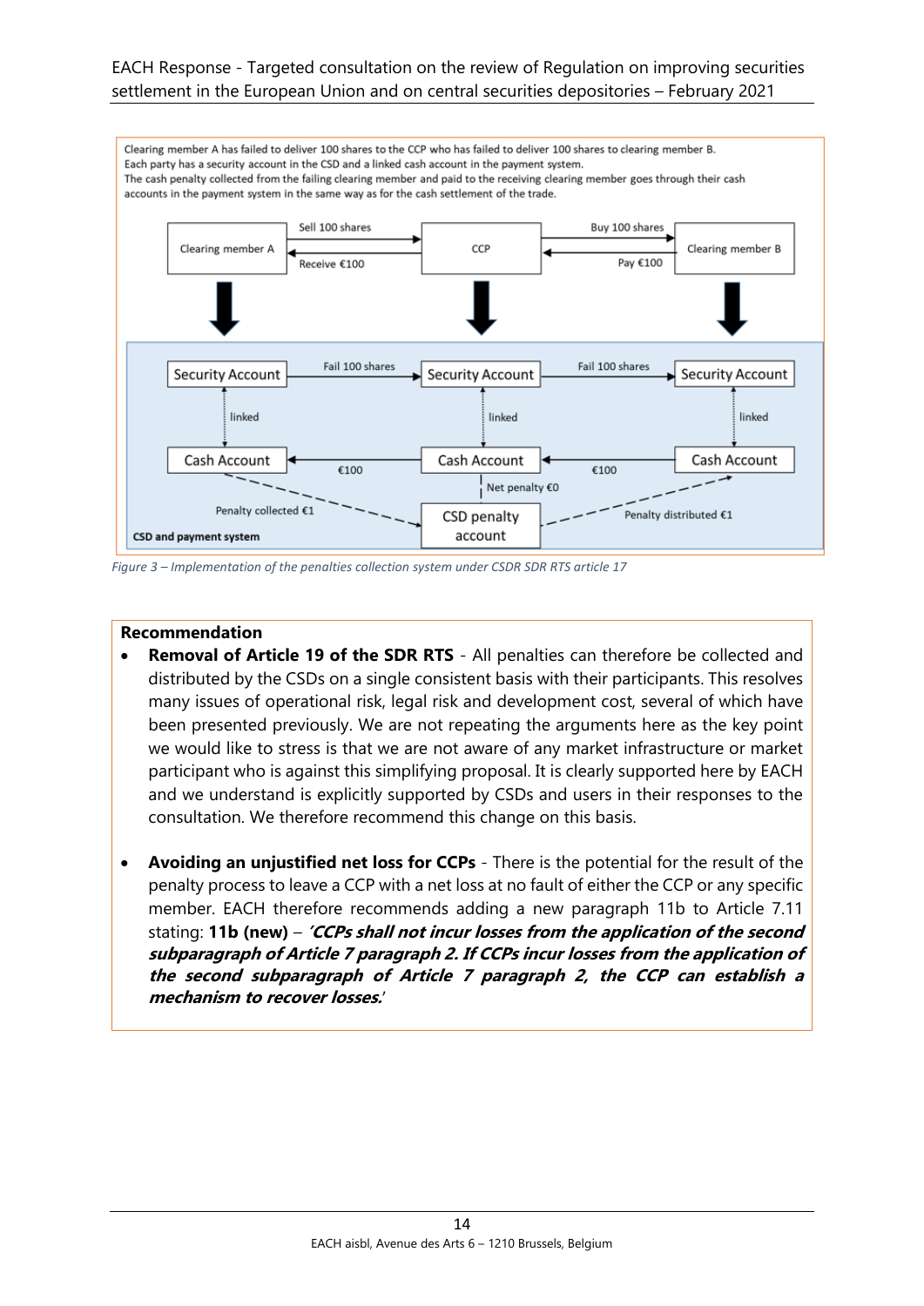Clearing member A has failed to deliver 100 shares to the CCP who has failed to deliver 100 shares to clearing member B.
Each party has a security account in the CSD and a linked cash account in the payment system.
The cash penalty collected from the failing clearing member and paid to the receiving clearing member goes through their cash accounts in the payment system in the same way as for the cash settlement of the trade.

Clearing member A — Sell 100 shares → CCP; Receive €100 ← CCP
CCP — Buy 100 shares → Clearing member B; Pay €100 ← Clearing member B

Security Account (A) — Fail 100 shares → Security Account (CCP) — Fail 100 shares → Security Account (B)
linked | linked | linked
Cash Account (A) ← €100 — Cash Account (CCP) ← €100 — Cash Account (B)
Net penalty €0
Penalty collected €1 → CSD penalty account → Penalty distributed €1

CSD and payment system

*Figure 3 – Implementation of the penalties collection system under CSDR SDR RTS article 17*

**Recommendation**

- **Removal of Article 19 of the SDR RTS** - All penalties can therefore be collected and distributed by the CSDs on a single consistent basis with their participants. This resolves many issues of operational risk, legal risk and development cost, several of which have been presented previously. We are not repeating the arguments here as the key point we would like to stress is that we are not aware of any market infrastructure or market participant who is against this simplifying proposal. It is clearly supported here by EACH and we understand is explicitly supported by CSDs and users in their responses to the consultation. We therefore recommend this change on this basis.

- **Avoiding an unjustified net loss for CCPs** - There is the potential for the result of the penalty process to leave a CCP with a net loss at no fault of either the CCP or any specific member. EACH therefore recommends adding a new paragraph 11b to Article 7.11 stating: **11b (new)** – ***'CCPs shall not incur losses from the application of the second subparagraph of Article 7 paragraph 2. If CCPs incur losses from the application of the second subparagraph of Article 7 paragraph 2, the CCP can establish a mechanism to recover losses.'***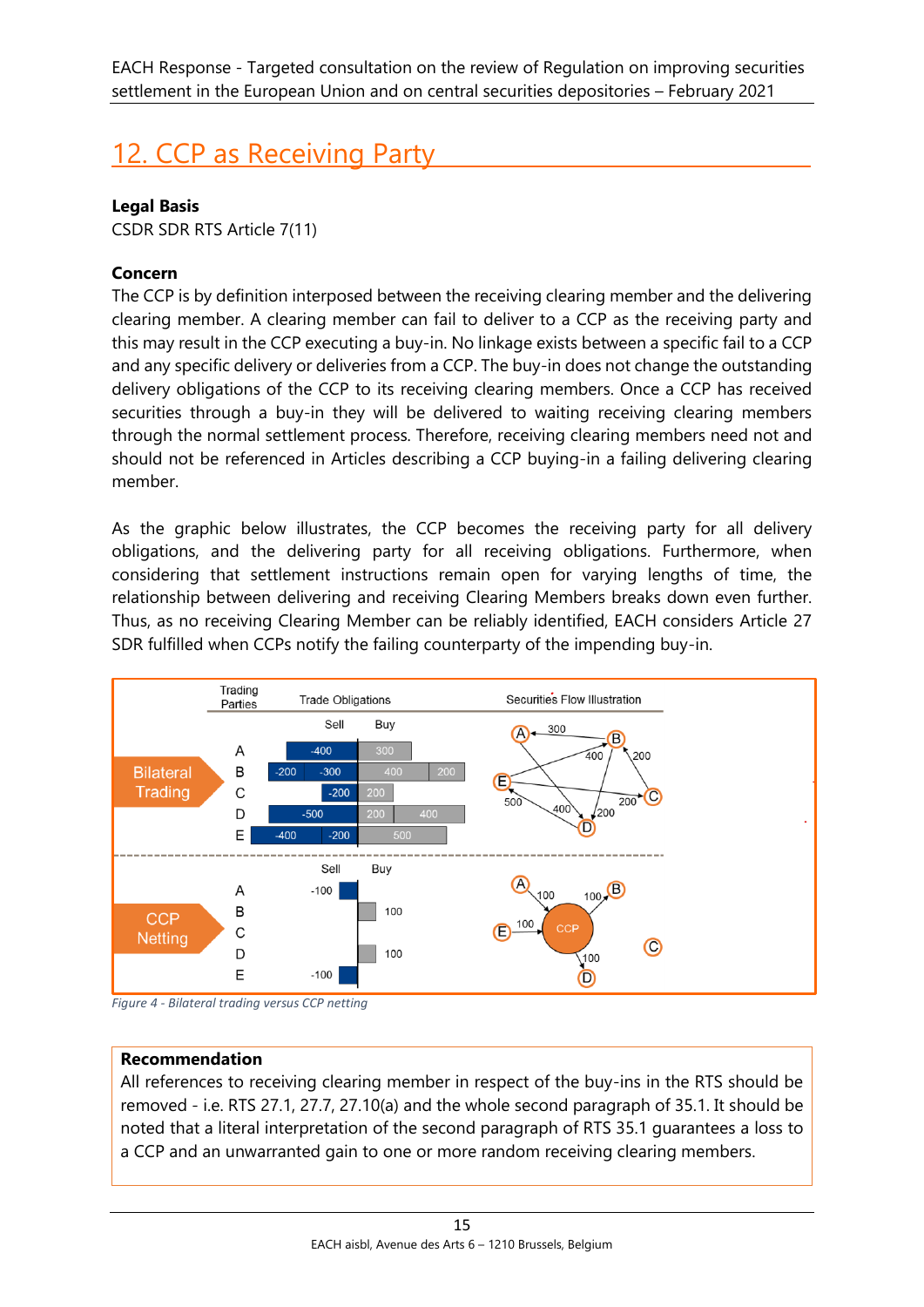## 12. CCP as Receiving Party

**Legal Basis**
CSDR SDR RTS Article 7(11)

**Concern**
The CCP is by definition interposed between the receiving clearing member and the delivering clearing member. A clearing member can fail to deliver to a CCP as the receiving party and this may result in the CCP executing a buy-in. No linkage exists between a specific fail to a CCP and any specific delivery or deliveries from a CCP. The buy-in does not change the outstanding delivery obligations of the CCP to its receiving clearing members. Once a CCP has received securities through a buy-in they will be delivered to waiting receiving clearing members through the normal settlement process. Therefore, receiving clearing members need not and should not be referenced in Articles describing a CCP buying-in a failing delivering clearing member.

As the graphic below illustrates, the CCP becomes the receiving party for all delivery obligations, and the delivering party for all receiving obligations. Furthermore, when considering that settlement instructions remain open for varying lengths of time, the relationship between delivering and receiving Clearing Members breaks down even further. Thus, as no receiving Clearing Member can be reliably identified, EACH considers Article 27 SDR fulfilled when CCPs notify the failing counterparty of the impending buy-in.

*Figure 4 - Bilateral trading versus CCP netting*

> **Recommendation**
> All references to receiving clearing member in respect of the buy-ins in the RTS should be removed - i.e. RTS 27.1, 27.7, 27.10(a) and the whole second paragraph of 35.1. It should be noted that a literal interpretation of the second paragraph of RTS 35.1 guarantees a loss to a CCP and an unwarranted gain to one or more random receiving clearing members.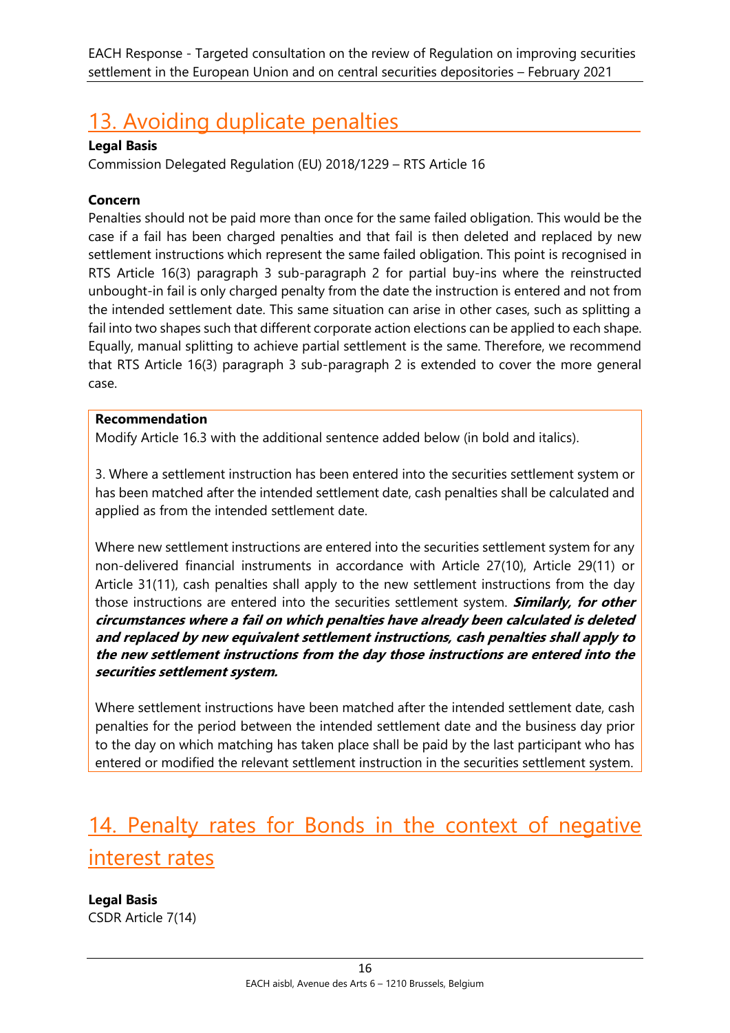## 13. Avoiding duplicate penalties

**Legal Basis**

Commission Delegated Regulation (EU) 2018/1229 – RTS Article 16

**Concern**

Penalties should not be paid more than once for the same failed obligation. This would be the case if a fail has been charged penalties and that fail is then deleted and replaced by new settlement instructions which represent the same failed obligation. This point is recognised in RTS Article 16(3) paragraph 3 sub-paragraph 2 for partial buy-ins where the reinstructed unbought-in fail is only charged penalty from the date the instruction is entered and not from the intended settlement date. This same situation can arise in other cases, such as splitting a fail into two shapes such that different corporate action elections can be applied to each shape. Equally, manual splitting to achieve partial settlement is the same. Therefore, we recommend that RTS Article 16(3) paragraph 3 sub-paragraph 2 is extended to cover the more general case.

**Recommendation**

Modify Article 16.3 with the additional sentence added below (in bold and italics).

3. Where a settlement instruction has been entered into the securities settlement system or has been matched after the intended settlement date, cash penalties shall be calculated and applied as from the intended settlement date.

Where new settlement instructions are entered into the securities settlement system for any non-delivered financial instruments in accordance with Article 27(10), Article 29(11) or Article 31(11), cash penalties shall apply to the new settlement instructions from the day those instructions are entered into the securities settlement system. ***Similarly, for other circumstances where a fail on which penalties have already been calculated is deleted and replaced by new equivalent settlement instructions, cash penalties shall apply to the new settlement instructions from the day those instructions are entered into the securities settlement system.***

Where settlement instructions have been matched after the intended settlement date, cash penalties for the period between the intended settlement date and the business day prior to the day on which matching has taken place shall be paid by the last participant who has entered or modified the relevant settlement instruction in the securities settlement system.

## 14. Penalty rates for Bonds in the context of negative interest rates

**Legal Basis**

CSDR Article 7(14)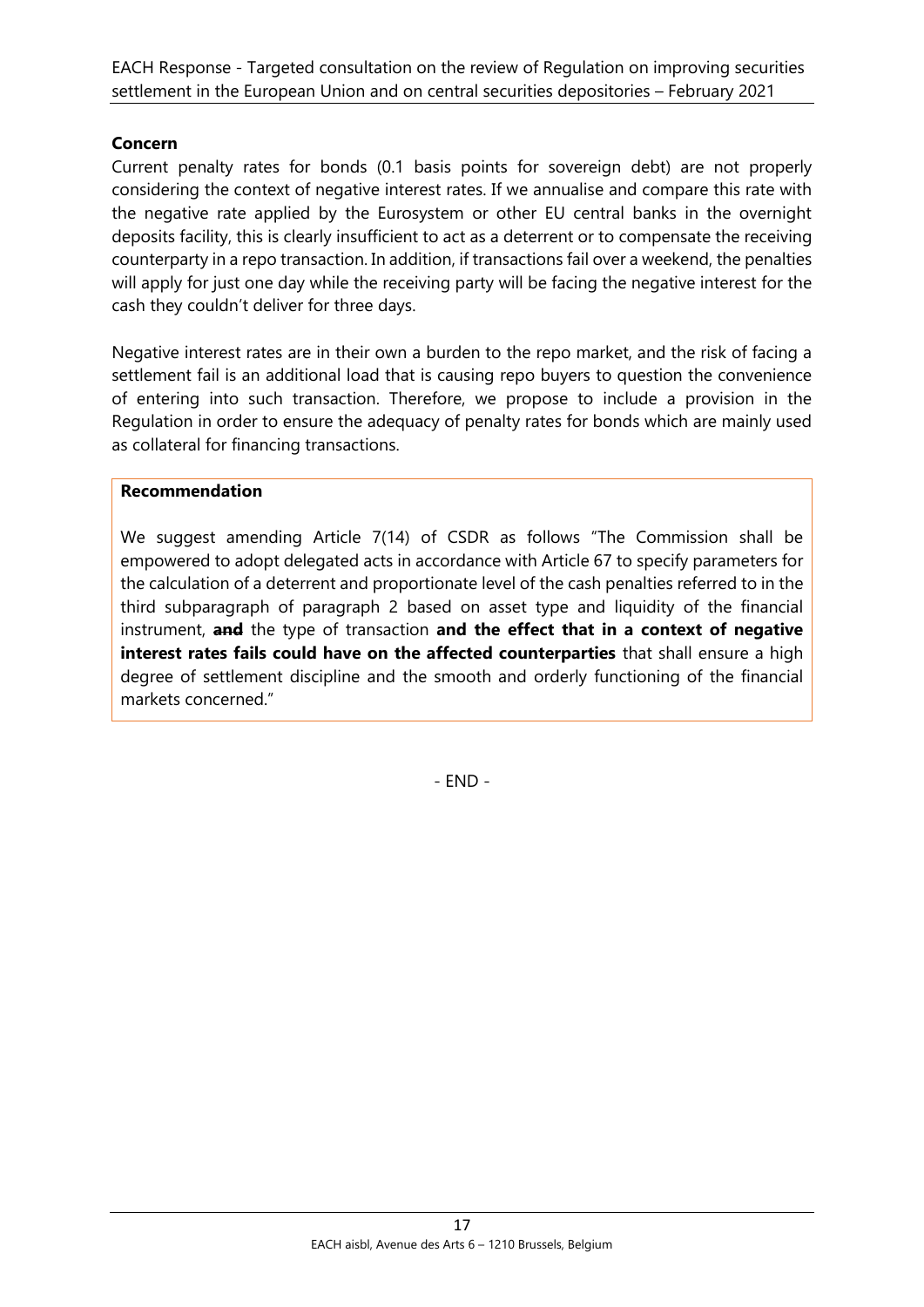**Concern**

Current penalty rates for bonds (0.1 basis points for sovereign debt) are not properly considering the context of negative interest rates. If we annualise and compare this rate with the negative rate applied by the Eurosystem or other EU central banks in the overnight deposits facility, this is clearly insufficient to act as a deterrent or to compensate the receiving counterparty in a repo transaction. In addition, if transactions fail over a weekend, the penalties will apply for just one day while the receiving party will be facing the negative interest for the cash they couldn't deliver for three days.

Negative interest rates are in their own a burden to the repo market, and the risk of facing a settlement fail is an additional load that is causing repo buyers to question the convenience of entering into such transaction. Therefore, we propose to include a provision in the Regulation in order to ensure the adequacy of penalty rates for bonds which are mainly used as collateral for financing transactions.

**Recommendation**

We suggest amending Article 7(14) of CSDR as follows "The Commission shall be empowered to adopt delegated acts in accordance with Article 67 to specify parameters for the calculation of a deterrent and proportionate level of the cash penalties referred to in the third subparagraph of paragraph 2 based on asset type and liquidity of the financial instrument, ~~**and**~~ the type of transaction **and the effect that in a context of negative interest rates fails could have on the affected counterparties** that shall ensure a high degree of settlement discipline and the smooth and orderly functioning of the financial markets concerned."

- END -